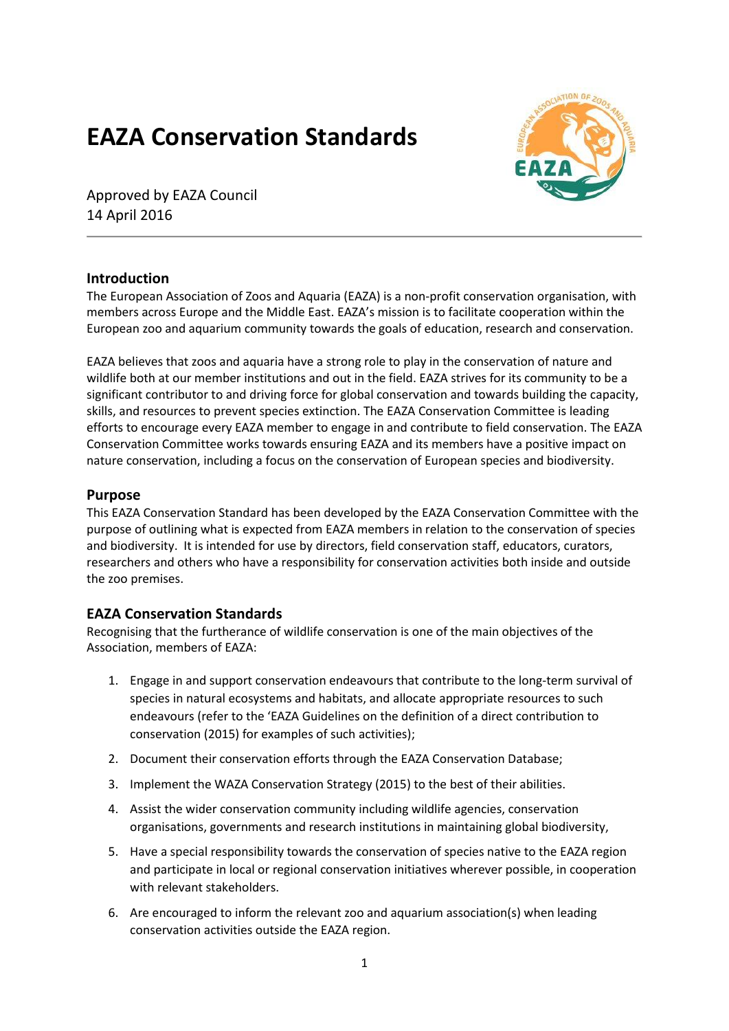# EAZA Conservation Standards

Approved by EAZA Council
14 April 2016

## Introduction

The European Association of Zoos and Aquaria (EAZA) is a non-profit conservation organisation, with members across Europe and the Middle East. EAZA's mission is to facilitate cooperation within the European zoo and aquarium community towards the goals of education, research and conservation.

EAZA believes that zoos and aquaria have a strong role to play in the conservation of nature and wildlife both at our member institutions and out in the field. EAZA strives for its community to be a significant contributor to and driving force for global conservation and towards building the capacity, skills, and resources to prevent species extinction. The EAZA Conservation Committee is leading efforts to encourage every EAZA member to engage in and contribute to field conservation. The EAZA Conservation Committee works towards ensuring EAZA and its members have a positive impact on nature conservation, including a focus on the conservation of European species and biodiversity.

## Purpose

This EAZA Conservation Standard has been developed by the EAZA Conservation Committee with the purpose of outlining what is expected from EAZA members in relation to the conservation of species and biodiversity. It is intended for use by directors, field conservation staff, educators, curators, researchers and others who have a responsibility for conservation activities both inside and outside the zoo premises.

## EAZA Conservation Standards

Recognising that the furtherance of wildlife conservation is one of the main objectives of the Association, members of EAZA:

1. Engage in and support conservation endeavours that contribute to the long-term survival of species in natural ecosystems and habitats, and allocate appropriate resources to such endeavours (refer to the 'EAZA Guidelines on the definition of a direct contribution to conservation (2015) for examples of such activities);
2. Document their conservation efforts through the EAZA Conservation Database;
3. Implement the WAZA Conservation Strategy (2015) to the best of their abilities.
4. Assist the wider conservation community including wildlife agencies, conservation organisations, governments and research institutions in maintaining global biodiversity,
5. Have a special responsibility towards the conservation of species native to the EAZA region and participate in local or regional conservation initiatives wherever possible, in cooperation with relevant stakeholders.
6. Are encouraged to inform the relevant zoo and aquarium association(s) when leading conservation activities outside the EAZA region.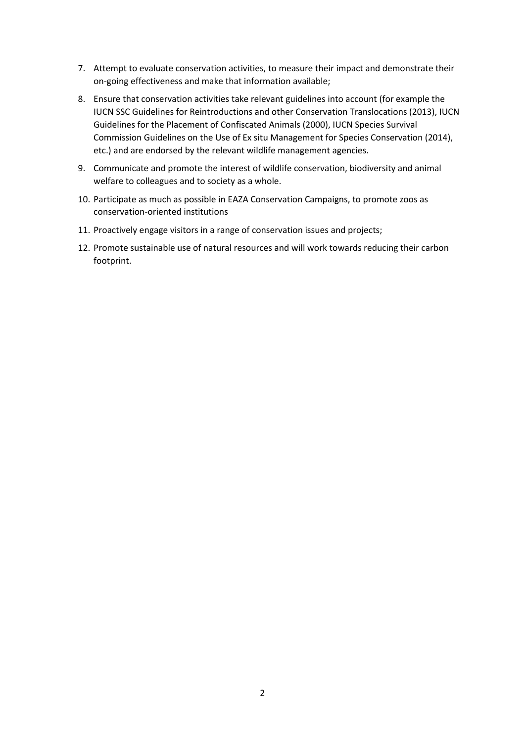7. Attempt to evaluate conservation activities, to measure their impact and demonstrate their on-going effectiveness and make that information available;
8. Ensure that conservation activities take relevant guidelines into account (for example the IUCN SSC Guidelines for Reintroductions and other Conservation Translocations (2013), IUCN Guidelines for the Placement of Confiscated Animals (2000), IUCN Species Survival Commission Guidelines on the Use of Ex situ Management for Species Conservation (2014), etc.) and are endorsed by the relevant wildlife management agencies.
9. Communicate and promote the interest of wildlife conservation, biodiversity and animal welfare to colleagues and to society as a whole.
10. Participate as much as possible in EAZA Conservation Campaigns, to promote zoos as conservation-oriented institutions
11. Proactively engage visitors in a range of conservation issues and projects;
12. Promote sustainable use of natural resources and will work towards reducing their carbon footprint.